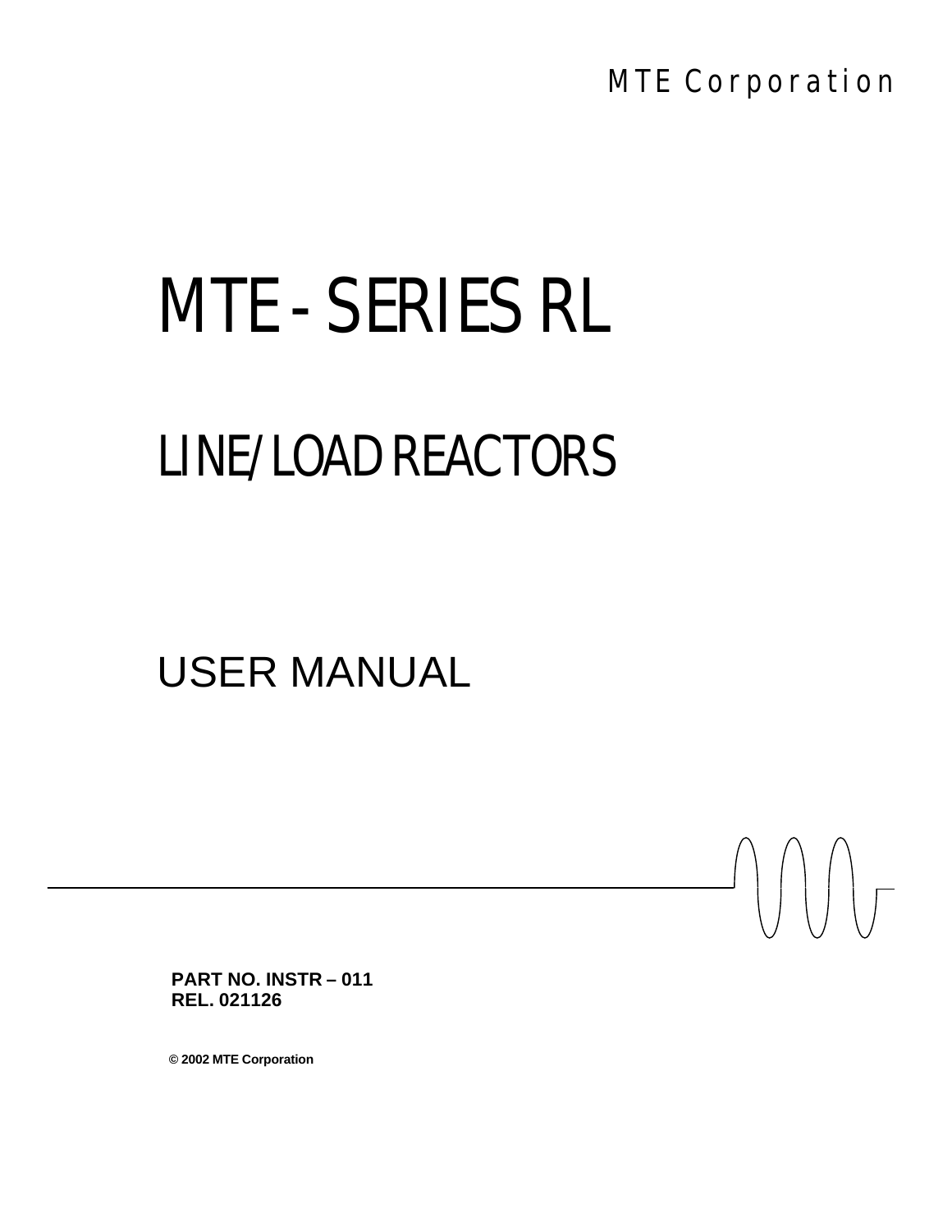MTE Corporation

# MTE - SERIES RL

# LINE/LOAD REACTORS

## USER MANUAL

**PART NO. INSTR – 011**
**REL. 021126**

**© 2002 MTE Corporation**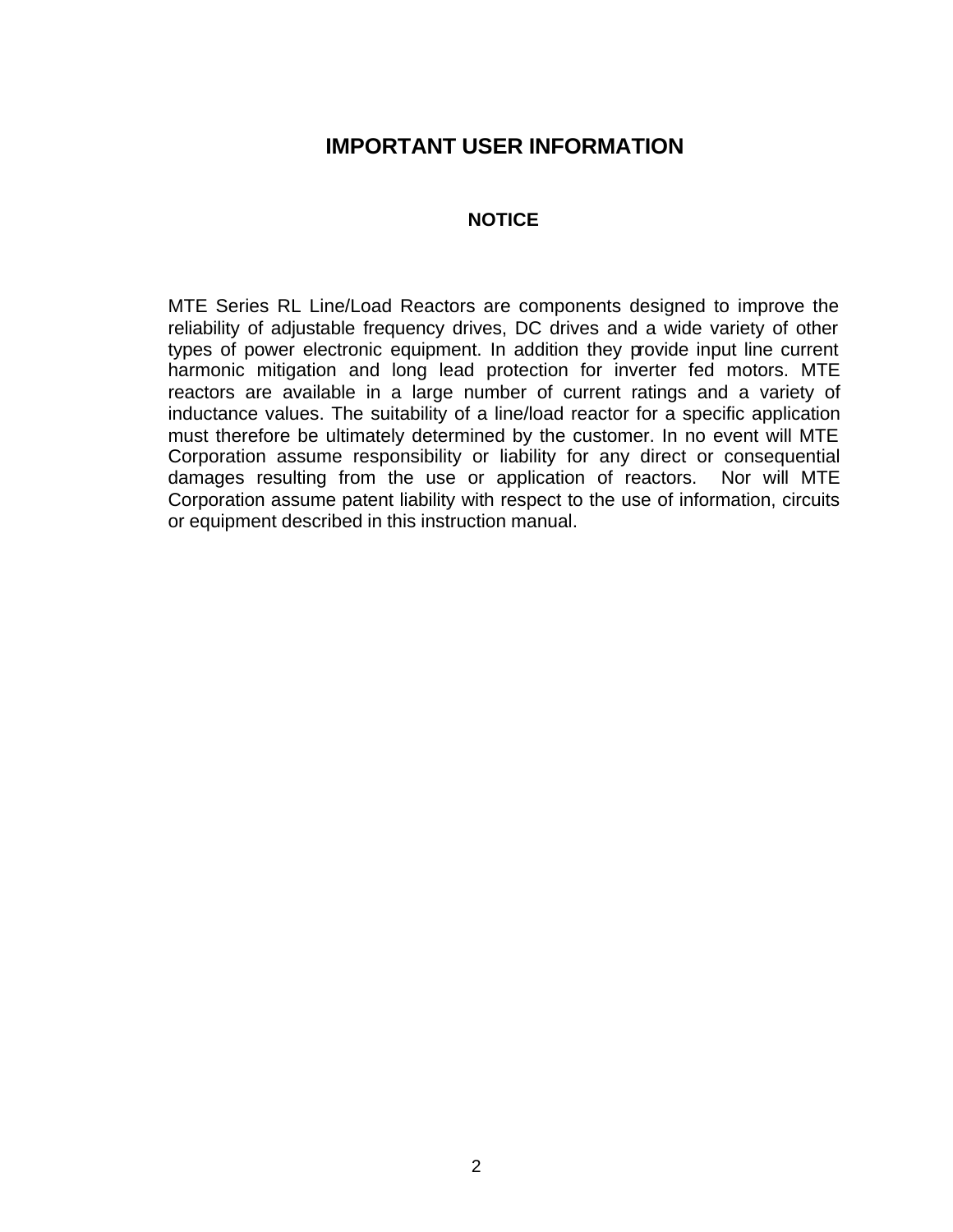# IMPORTANT USER INFORMATION

## NOTICE

MTE Series RL Line/Load Reactors are components designed to improve the reliability of adjustable frequency drives, DC drives and a wide variety of other types of power electronic equipment. In addition they provide input line current harmonic mitigation and long lead protection for inverter fed motors. MTE reactors are available in a large number of current ratings and a variety of inductance values. The suitability of a line/load reactor for a specific application must therefore be ultimately determined by the customer. In no event will MTE Corporation assume responsibility or liability for any direct or consequential damages resulting from the use or application of reactors. Nor will MTE Corporation assume patent liability with respect to the use of information, circuits or equipment described in this instruction manual.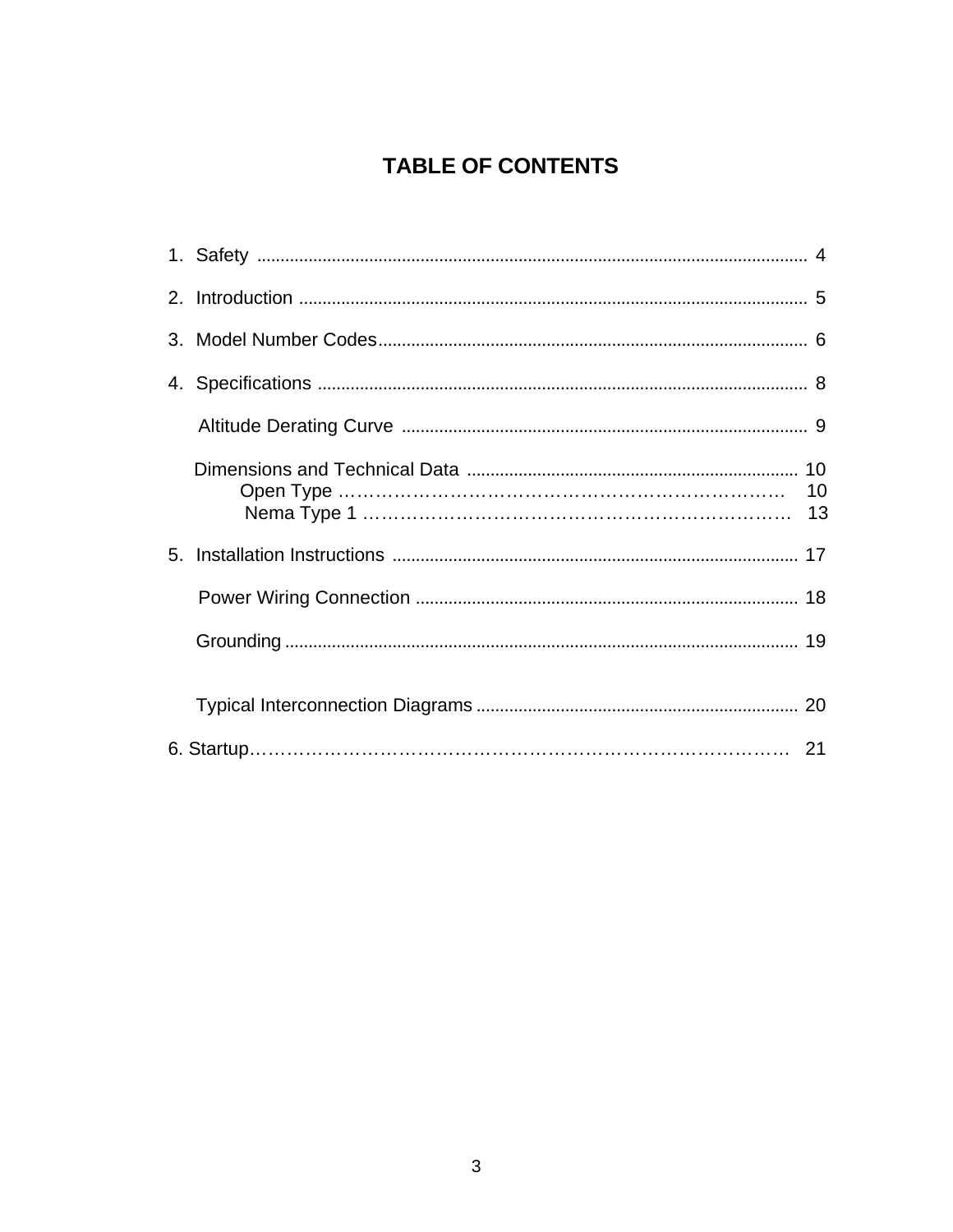# TABLE OF CONTENTS

1. Safety ........................................................................................................ 4
2. Introduction ................................................................................................ 5
3. Model Number Codes................................................................................ 6
4. Specifications ............................................................................................ 8
   - Altitude Derating Curve ........................................................................ 9
   - Dimensions and Technical Data .......................................................... 10
     - Open Type ……………………………………………………………… 10
     - Nema Type 1 …………………………………………………………… 13
5. Installation Instructions ........................................................................... 17
   - Power Wiring Connection ..................................................................... 18
   - Grounding ............................................................................................ 19
   - Typical Interconnection Diagrams ........................................................ 20
6. Startup………………………………………………………………………… 21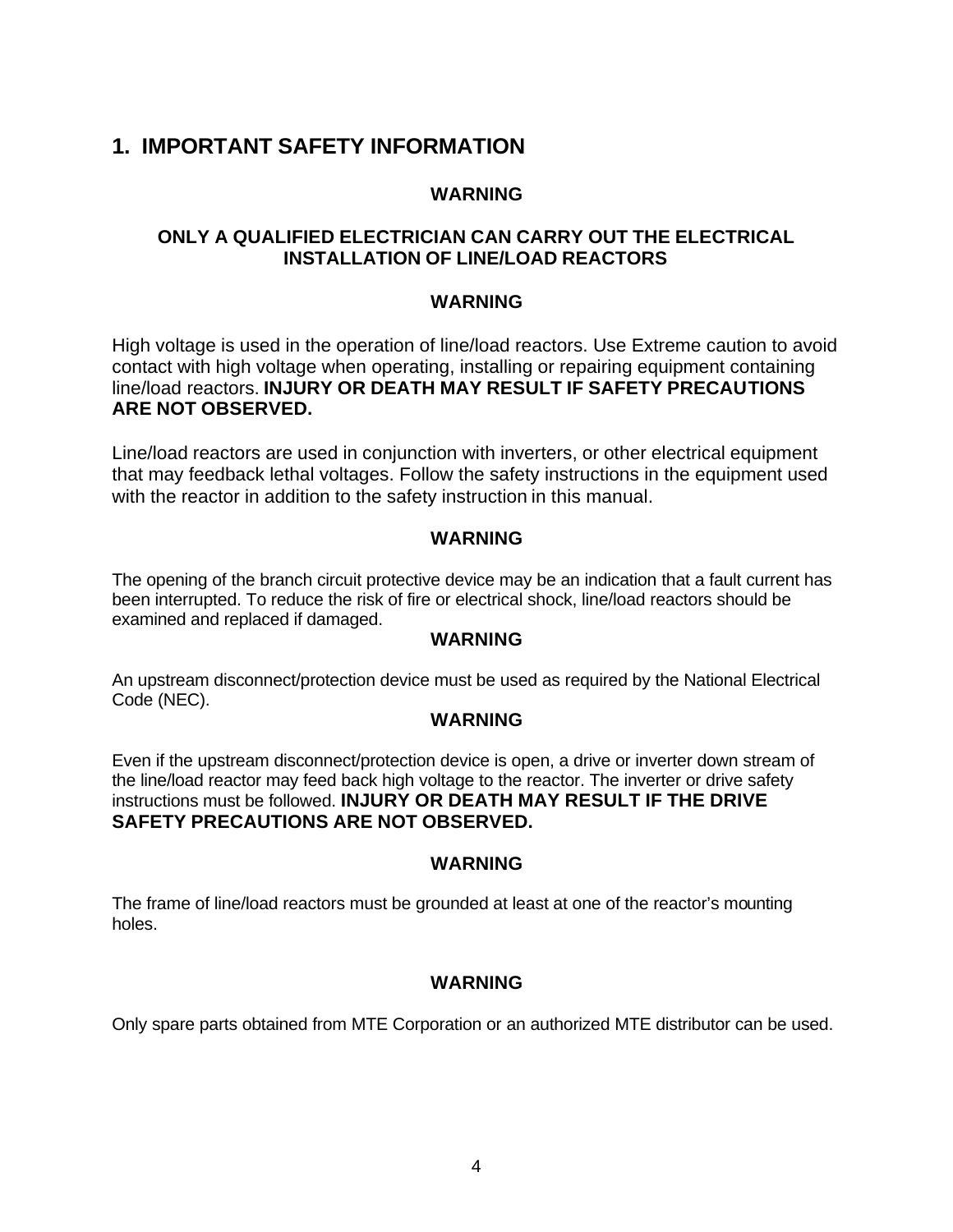# 1. IMPORTANT SAFETY INFORMATION

**WARNING**

**ONLY A QUALIFIED ELECTRICIAN CAN CARRY OUT THE ELECTRICAL INSTALLATION OF LINE/LOAD REACTORS**

**WARNING**

High voltage is used in the operation of line/load reactors. Use Extreme caution to avoid contact with high voltage when operating, installing or repairing equipment containing line/load reactors. **INJURY OR DEATH MAY RESULT IF SAFETY PRECAUTIONS ARE NOT OBSERVED.**

Line/load reactors are used in conjunction with inverters, or other electrical equipment that may feedback lethal voltages. Follow the safety instructions in the equipment used with the reactor in addition to the safety instruction in this manual.

**WARNING**

The opening of the branch circuit protective device may be an indication that a fault current has been interrupted. To reduce the risk of fire or electrical shock, line/load reactors should be examined and replaced if damaged.

**WARNING**

An upstream disconnect/protection device must be used as required by the National Electrical Code (NEC).

**WARNING**

Even if the upstream disconnect/protection device is open, a drive or inverter down stream of the line/load reactor may feed back high voltage to the reactor. The inverter or drive safety instructions must be followed. **INJURY OR DEATH MAY RESULT IF THE DRIVE SAFETY PRECAUTIONS ARE NOT OBSERVED.**

**WARNING**

The frame of line/load reactors must be grounded at least at one of the reactor's mounting holes.

**WARNING**

Only spare parts obtained from MTE Corporation or an authorized MTE distributor can be used.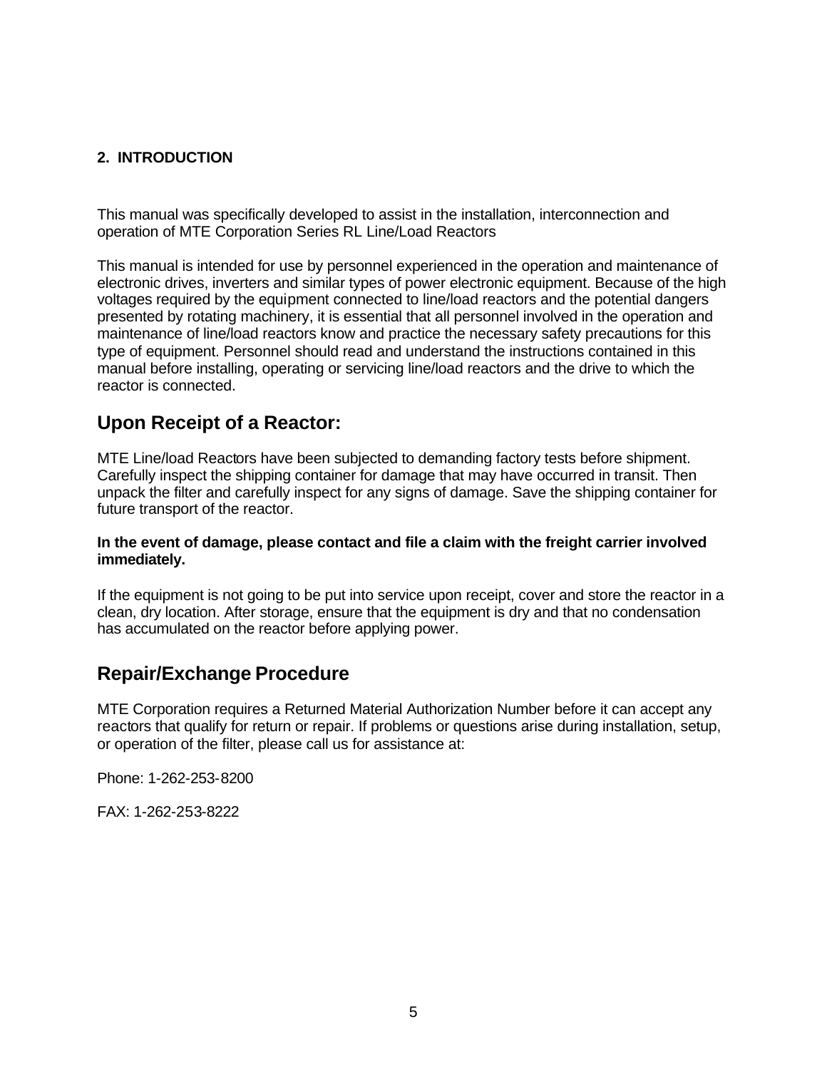## 2. INTRODUCTION

This manual was specifically developed to assist in the installation, interconnection and operation of MTE Corporation Series RL Line/Load Reactors

This manual is intended for use by personnel experienced in the operation and maintenance of electronic drives, inverters and similar types of power electronic equipment. Because of the high voltages required by the equipment connected to line/load reactors and the potential dangers presented by rotating machinery, it is essential that all personnel involved in the operation and maintenance of line/load reactors know and practice the necessary safety precautions for this type of equipment. Personnel should read and understand the instructions contained in this manual before installing, operating or servicing line/load reactors and the drive to which the reactor is connected.

## Upon Receipt of a Reactor:

MTE Line/load Reactors have been subjected to demanding factory tests before shipment. Carefully inspect the shipping container for damage that may have occurred in transit. Then unpack the filter and carefully inspect for any signs of damage. Save the shipping container for future transport of the reactor.

**In the event of damage, please contact and file a claim with the freight carrier involved immediately.**

If the equipment is not going to be put into service upon receipt, cover and store the reactor in a clean, dry location. After storage, ensure that the equipment is dry and that no condensation has accumulated on the reactor before applying power.

## Repair/Exchange Procedure

MTE Corporation requires a Returned Material Authorization Number before it can accept any reactors that qualify for return or repair. If problems or questions arise during installation, setup, or operation of the filter, please call us for assistance at:

Phone: 1-262-253-8200

FAX: 1-262-253-8222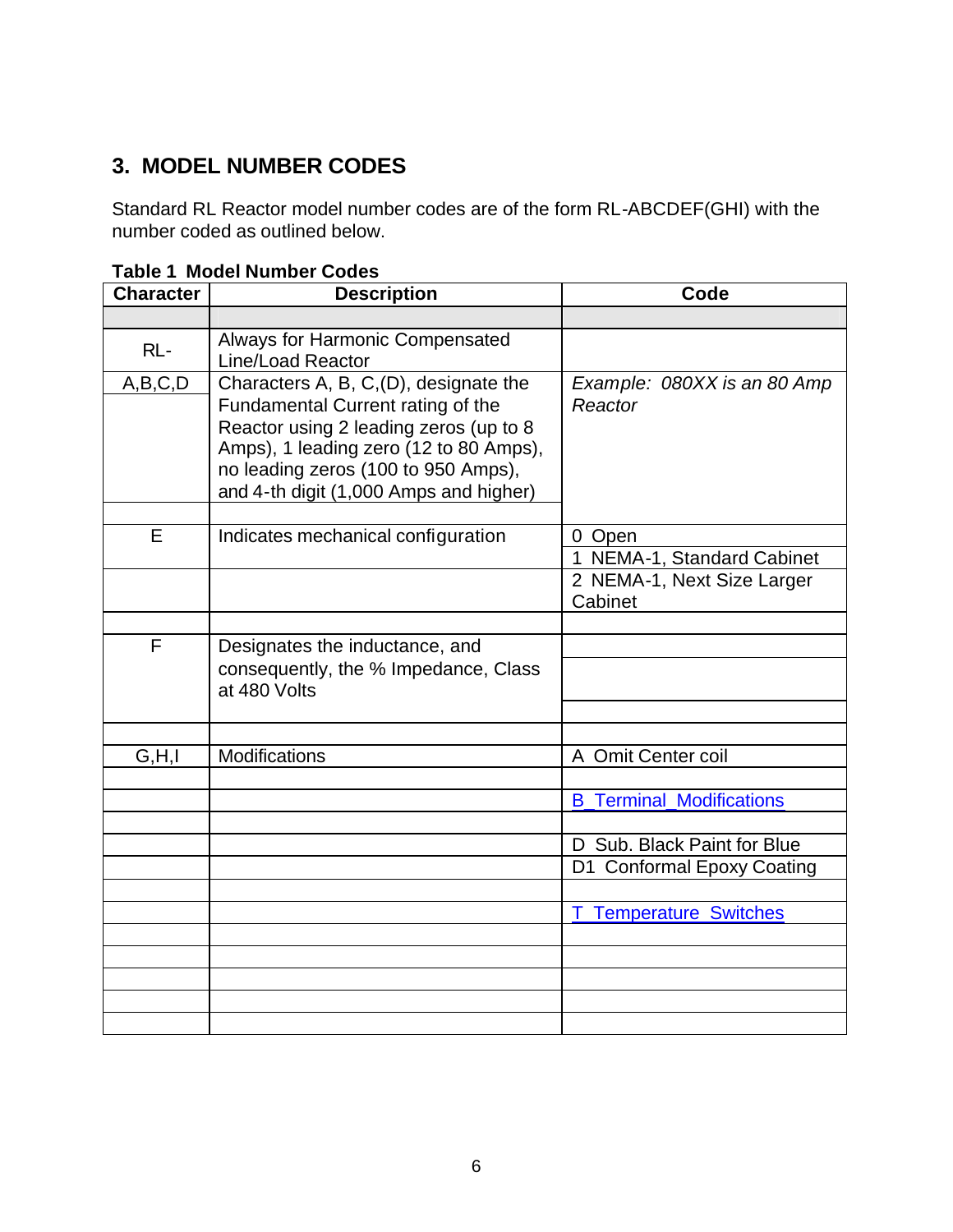## 3. MODEL NUMBER CODES

Standard RL Reactor model number codes are of the form RL-ABCDEF(GHI) with the number coded as outlined below.

**Table 1 Model Number Codes**

| Character | Description | Code |
|---|---|---|
| | | |
| RL- | Always for Harmonic Compensated Line/Load Reactor | |
| A,B,C,D | Characters A, B, C,(D), designate the Fundamental Current rating of the Reactor using 2 leading zeros (up to 8 Amps), 1 leading zero (12 to 80 Amps), no leading zeros (100 to 950 Amps), and 4-th digit (1,000 Amps and higher) | *Example: 080XX is an 80 Amp Reactor* |
| | | |
| E | Indicates mechanical configuration | 0 Open |
| | | 1 NEMA-1, Standard Cabinet |
| | | 2 NEMA-1, Next Size Larger Cabinet |
| | | |
| F | Designates the inductance, and consequently, the % Impedance, Class at 480 Volts | |
| | | |
| | | |
| | | |
| G,H,I | Modifications | A Omit Center coil |
| | | |
| | | B_Terminal_Modifications |
| | | |
| | | D Sub. Black Paint for Blue |
| | | D1 Conformal Epoxy Coating |
| | | |
| | | T Temperature Switches |
| | | |
| | | |
| | | |
| | | |
| | | |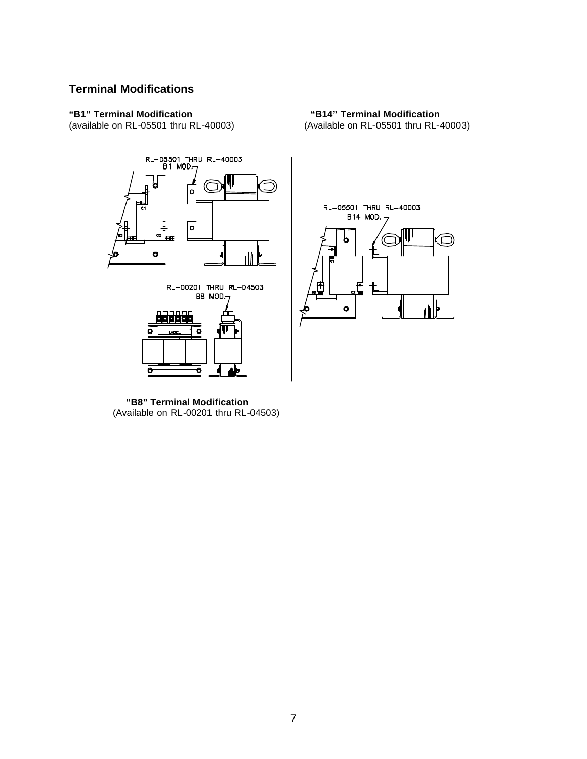## Terminal Modifications

**"B1" Terminal Modification**
(available on RL-05501 thru RL-40003)

**"B14" Terminal Modification**
(Available on RL-05501 thru RL-40003)

**"B8" Terminal Modification**
(Available on RL-00201 thru RL-04503)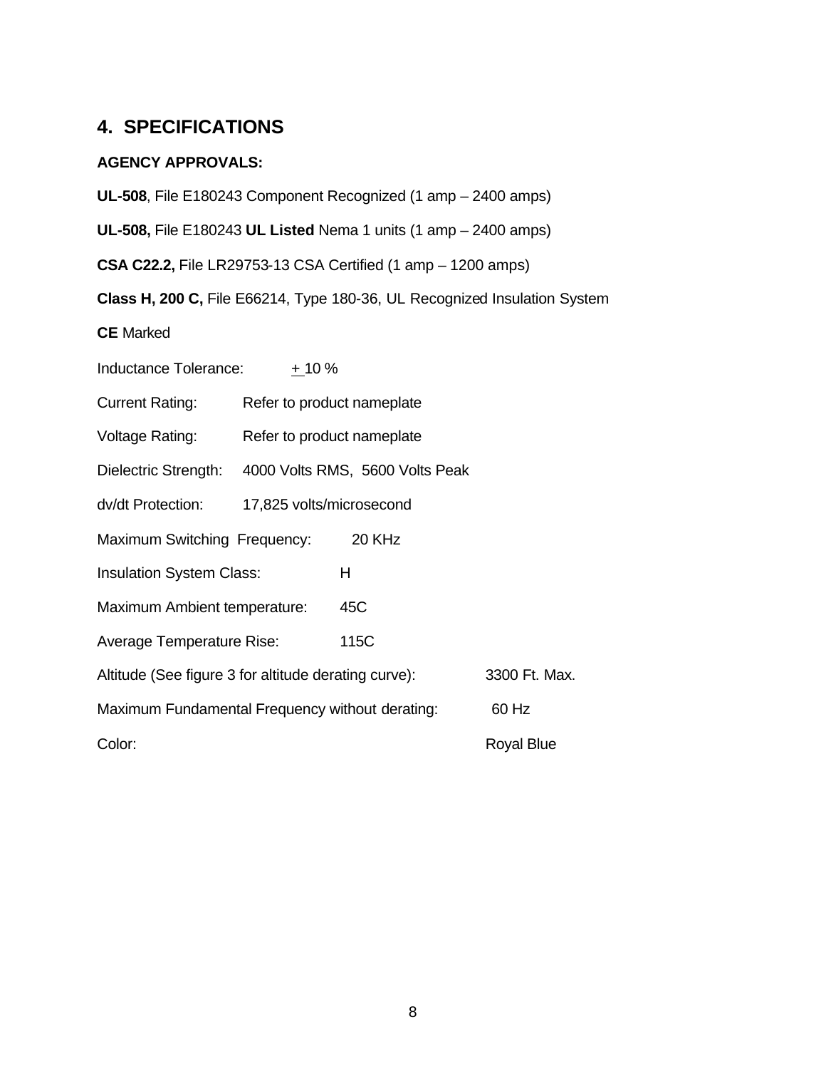## 4. SPECIFICATIONS

**AGENCY APPROVALS:**

**UL-508**, File E180243 Component Recognized (1 amp – 2400 amps)

**UL-508,** File E180243 **UL Listed** Nema 1 units (1 amp – 2400 amps)

**CSA C22.2,** File LR29753-13 CSA Certified (1 amp – 1200 amps)

**Class H, 200 C,** File E66214, Type 180-36, UL Recognized Insulation System

**CE** Marked

Inductance Tolerance: ± 10 %

Current Rating: Refer to product nameplate

Voltage Rating: Refer to product nameplate

Dielectric Strength: 4000 Volts RMS, 5600 Volts Peak

dv/dt Protection: 17,825 volts/microsecond

Maximum Switching Frequency: 20 KHz

Insulation System Class: H

Maximum Ambient temperature: 45C

Average Temperature Rise: 115C

Altitude (See figure 3 for altitude derating curve): 3300 Ft. Max.

Maximum Fundamental Frequency without derating: 60 Hz

Color: Royal Blue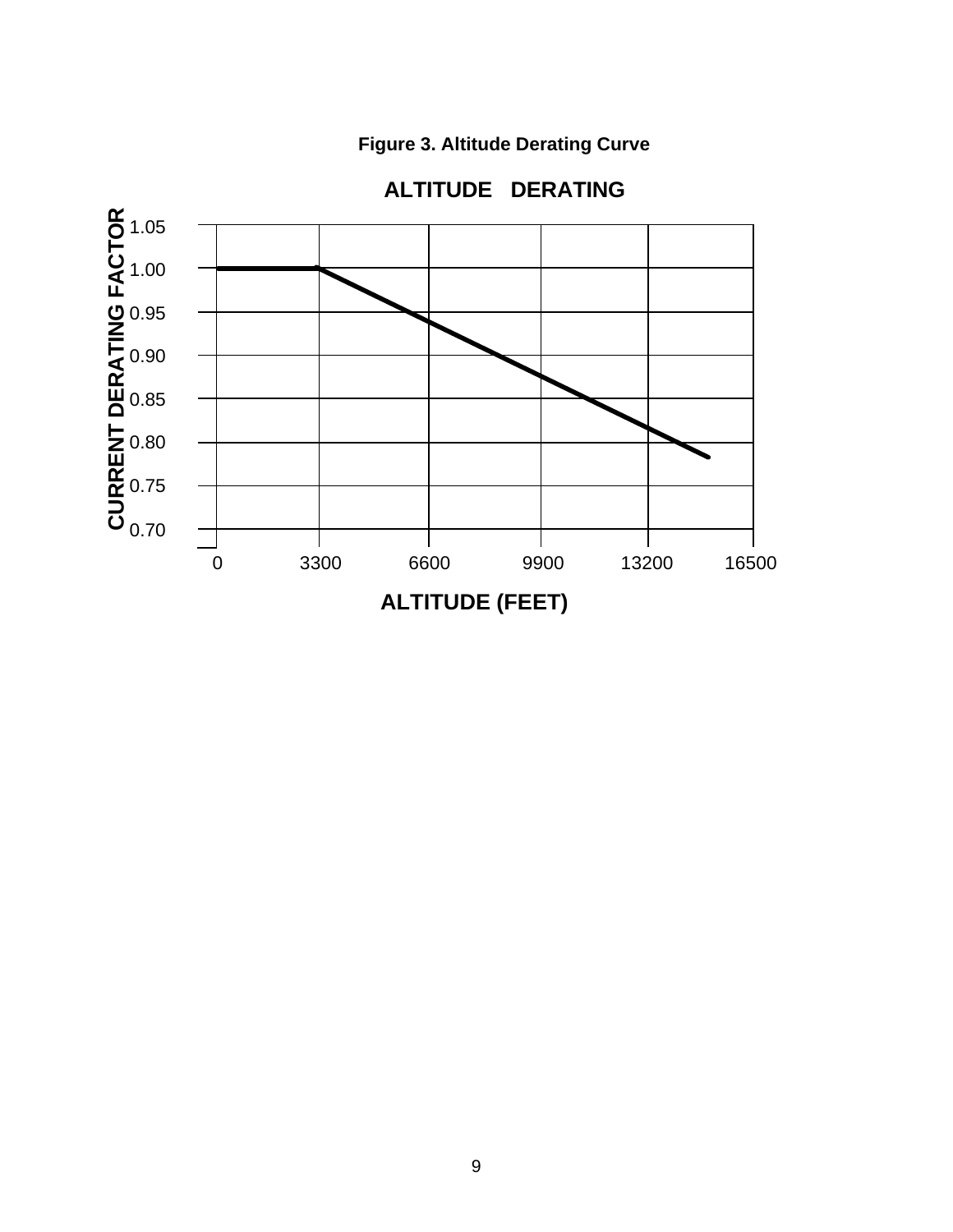**Figure 3. Altitude Derating Curve**

**ALTITUDE DERATING**

| ALTITUDE (FEET) | CURRENT DERATING FACTOR |
|---|---|
| 0 | 1.00 |
| 3300 | 1.00 |
| 6600 | ~0.94 |
| 9900 | ~0.88 |
| 13200 | ~0.82 |
| ~15000 | ~0.78 |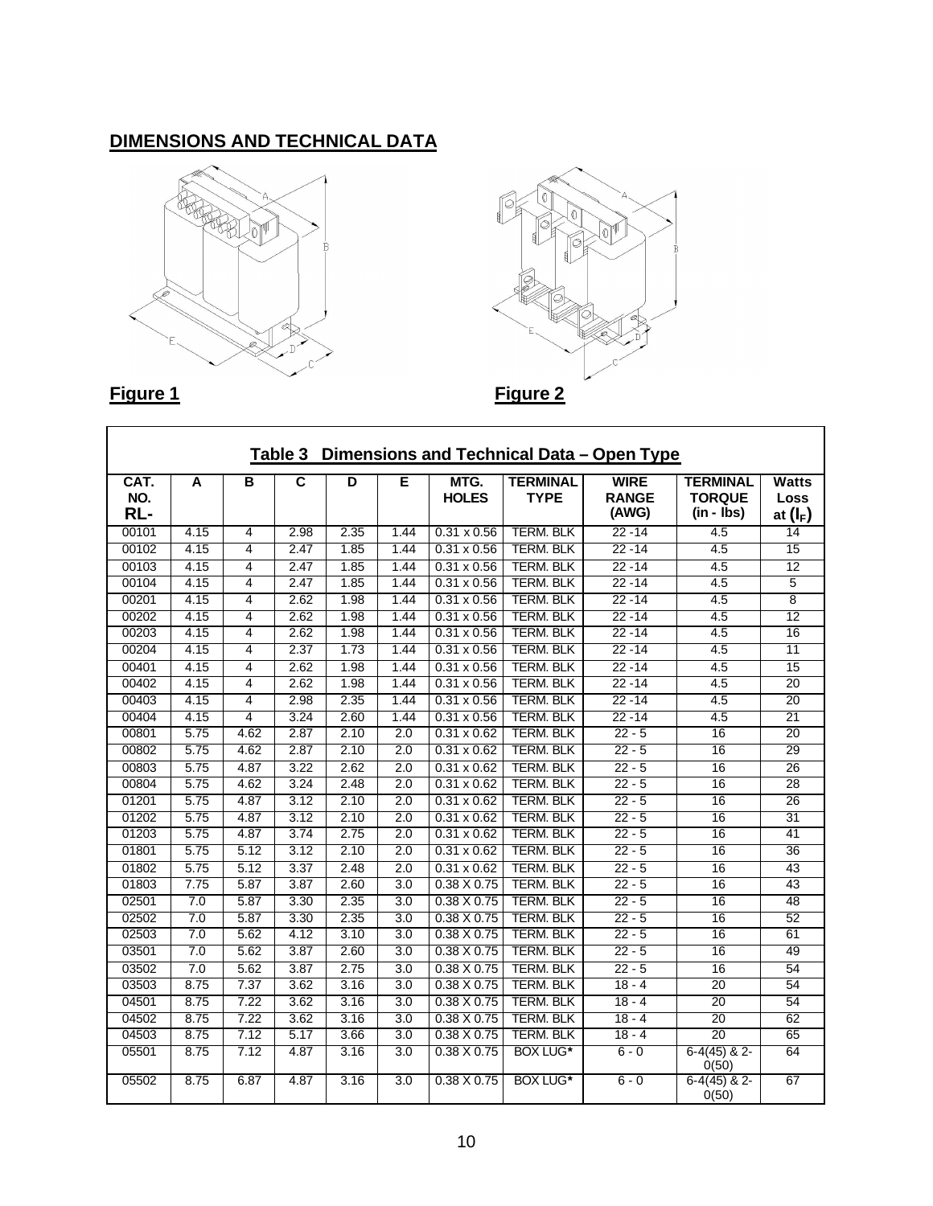## DIMENSIONS AND TECHNICAL DATA

**Figure 1**

**Figure 2**

**Table 3 Dimensions and Technical Data – Open Type**

| CAT. NO. RL- | A | B | C | D | E | MTG. HOLES | TERMINAL TYPE | WIRE RANGE (AWG) | TERMINAL TORQUE (in - lbs) | Watts Loss at ($I_F$) |
|---|---|---|---|---|---|---|---|---|---|---|
| 00101 | 4.15 | 4 | 2.98 | 2.35 | 1.44 | 0.31 x 0.56 | TERM. BLK | 22 -14 | 4.5 | 14 |
| 00102 | 4.15 | 4 | 2.47 | 1.85 | 1.44 | 0.31 x 0.56 | TERM. BLK | 22 -14 | 4.5 | 15 |
| 00103 | 4.15 | 4 | 2.47 | 1.85 | 1.44 | 0.31 x 0.56 | TERM. BLK | 22 -14 | 4.5 | 12 |
| 00104 | 4.15 | 4 | 2.47 | 1.85 | 1.44 | 0.31 x 0.56 | TERM. BLK | 22 -14 | 4.5 | 5 |
| 00201 | 4.15 | 4 | 2.62 | 1.98 | 1.44 | 0.31 x 0.56 | TERM. BLK | 22 -14 | 4.5 | 8 |
| 00202 | 4.15 | 4 | 2.62 | 1.98 | 1.44 | 0.31 x 0.56 | TERM. BLK | 22 -14 | 4.5 | 12 |
| 00203 | 4.15 | 4 | 2.62 | 1.98 | 1.44 | 0.31 x 0.56 | TERM. BLK | 22 -14 | 4.5 | 16 |
| 00204 | 4.15 | 4 | 2.37 | 1.73 | 1.44 | 0.31 x 0.56 | TERM. BLK | 22 -14 | 4.5 | 11 |
| 00401 | 4.15 | 4 | 2.62 | 1.98 | 1.44 | 0.31 x 0.56 | TERM. BLK | 22 -14 | 4.5 | 15 |
| 00402 | 4.15 | 4 | 2.62 | 1.98 | 1.44 | 0.31 x 0.56 | TERM. BLK | 22 -14 | 4.5 | 20 |
| 00403 | 4.15 | 4 | 2.98 | 2.35 | 1.44 | 0.31 x 0.56 | TERM. BLK | 22 -14 | 4.5 | 20 |
| 00404 | 4.15 | 4 | 3.24 | 2.60 | 1.44 | 0.31 x 0.56 | TERM. BLK | 22 -14 | 4.5 | 21 |
| 00801 | 5.75 | 4.62 | 2.87 | 2.10 | 2.0 | 0.31 x 0.62 | TERM. BLK | 22 - 5 | 16 | 20 |
| 00802 | 5.75 | 4.62 | 2.87 | 2.10 | 2.0 | 0.31 x 0.62 | TERM. BLK | 22 - 5 | 16 | 29 |
| 00803 | 5.75 | 4.87 | 3.22 | 2.62 | 2.0 | 0.31 x 0.62 | TERM. BLK | 22 - 5 | 16 | 26 |
| 00804 | 5.75 | 4.62 | 3.24 | 2.48 | 2.0 | 0.31 x 0.62 | TERM. BLK | 22 - 5 | 16 | 28 |
| 01201 | 5.75 | 4.87 | 3.12 | 2.10 | 2.0 | 0.31 x 0.62 | TERM. BLK | 22 - 5 | 16 | 26 |
| 01202 | 5.75 | 4.87 | 3.12 | 2.10 | 2.0 | 0.31 x 0.62 | TERM. BLK | 22 - 5 | 16 | 31 |
| 01203 | 5.75 | 4.87 | 3.74 | 2.75 | 2.0 | 0.31 x 0.62 | TERM. BLK | 22 - 5 | 16 | 41 |
| 01801 | 5.75 | 5.12 | 3.12 | 2.10 | 2.0 | 0.31 x 0.62 | TERM. BLK | 22 - 5 | 16 | 36 |
| 01802 | 5.75 | 5.12 | 3.37 | 2.48 | 2.0 | 0.31 x 0.62 | TERM. BLK | 22 - 5 | 16 | 43 |
| 01803 | 7.75 | 5.87 | 3.87 | 2.60 | 3.0 | 0.38 X 0.75 | TERM. BLK | 22 - 5 | 16 | 43 |
| 02501 | 7.0 | 5.87 | 3.30 | 2.35 | 3.0 | 0.38 X 0.75 | TERM. BLK | 22 - 5 | 16 | 48 |
| 02502 | 7.0 | 5.87 | 3.30 | 2.35 | 3.0 | 0.38 X 0.75 | TERM. BLK | 22 - 5 | 16 | 52 |
| 02503 | 7.0 | 5.62 | 4.12 | 3.10 | 3.0 | 0.38 X 0.75 | TERM. BLK | 22 - 5 | 16 | 61 |
| 03501 | 7.0 | 5.62 | 3.87 | 2.60 | 3.0 | 0.38 X 0.75 | TERM. BLK | 22 - 5 | 16 | 49 |
| 03502 | 7.0 | 5.62 | 3.87 | 2.75 | 3.0 | 0.38 X 0.75 | TERM. BLK | 22 - 5 | 16 | 54 |
| 03503 | 8.75 | 7.37 | 3.62 | 3.16 | 3.0 | 0.38 X 0.75 | TERM. BLK | 18 - 4 | 20 | 54 |
| 04501 | 8.75 | 7.22 | 3.62 | 3.16 | 3.0 | 0.38 X 0.75 | TERM. BLK | 18 - 4 | 20 | 54 |
| 04502 | 8.75 | 7.22 | 3.62 | 3.16 | 3.0 | 0.38 X 0.75 | TERM. BLK | 18 - 4 | 20 | 62 |
| 04503 | 8.75 | 7.12 | 5.17 | 3.66 | 3.0 | 0.38 X 0.75 | TERM. BLK | 18 - 4 | 20 | 65 |
| 05501 | 8.75 | 7.12 | 4.87 | 3.16 | 3.0 | 0.38 X 0.75 | BOX LUG* | 6 - 0 | 6-4(45) & 2-0(50) | 64 |
| 05502 | 8.75 | 6.87 | 4.87 | 3.16 | 3.0 | 0.38 X 0.75 | BOX LUG* | 6 - 0 | 6-4(45) & 2-0(50) | 67 |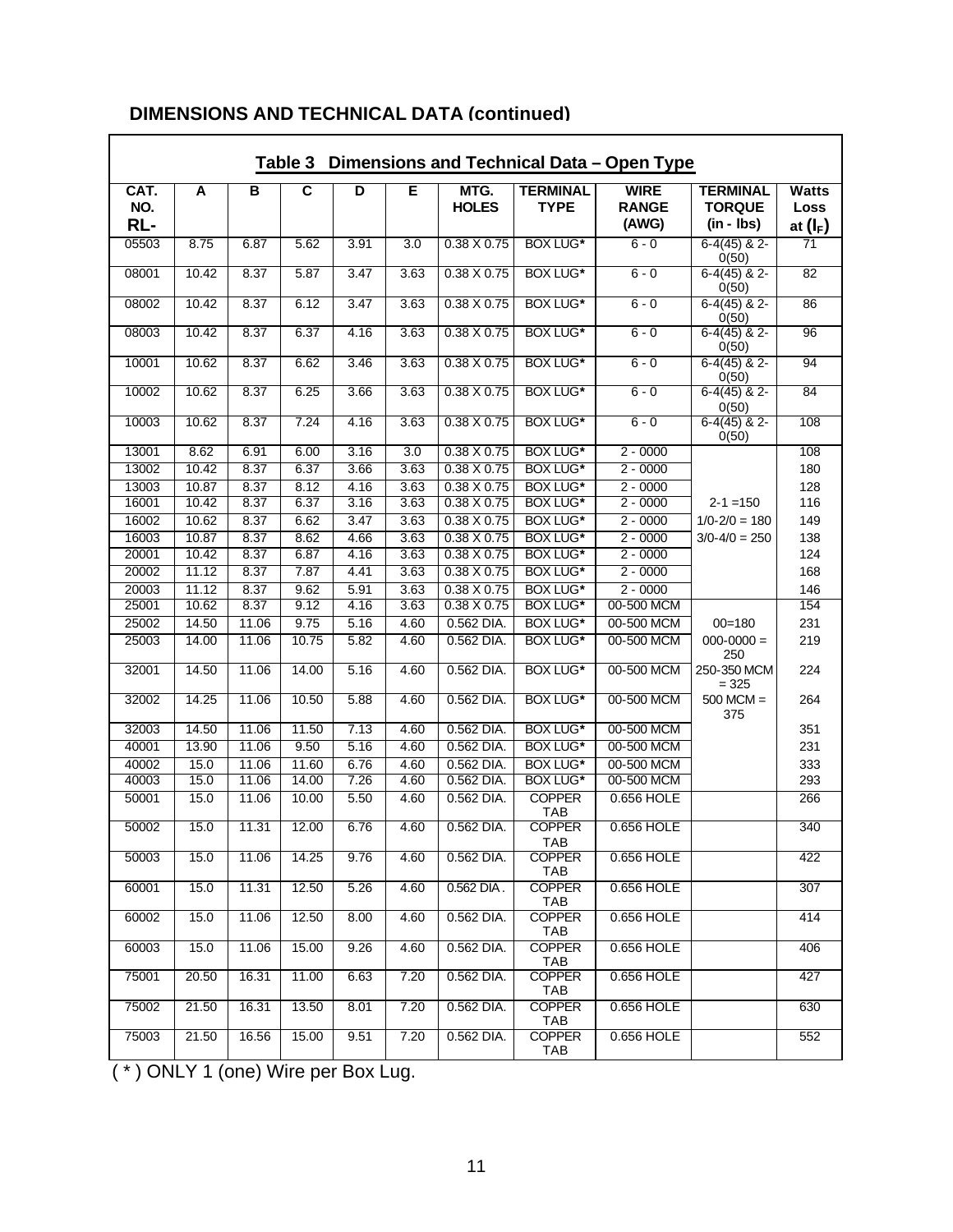## DIMENSIONS AND TECHNICAL DATA (continued)

**Table 3 Dimensions and Technical Data – Open Type**

| CAT. NO. RL- | A | B | C | D | E | MTG. HOLES | TERMINAL TYPE | WIRE RANGE (AWG) | TERMINAL TORQUE (in - lbs) | Watts Loss at ($I_F$) |
|---|---|---|---|---|---|---|---|---|---|---|
| 05503 | 8.75 | 6.87 | 5.62 | 3.91 | 3.0 | 0.38 X 0.75 | BOX LUG* | 6 - 0 | 6-4(45) & 2-0(50) | 71 |
| 08001 | 10.42 | 8.37 | 5.87 | 3.47 | 3.63 | 0.38 X 0.75 | BOX LUG* | 6 - 0 | 6-4(45) & 2-0(50) | 82 |
| 08002 | 10.42 | 8.37 | 6.12 | 3.47 | 3.63 | 0.38 X 0.75 | BOX LUG* | 6 - 0 | 6-4(45) & 2-0(50) | 86 |
| 08003 | 10.42 | 8.37 | 6.37 | 4.16 | 3.63 | 0.38 X 0.75 | BOX LUG* | 6 - 0 | 6-4(45) & 2-0(50) | 96 |
| 10001 | 10.62 | 8.37 | 6.62 | 3.46 | 3.63 | 0.38 X 0.75 | BOX LUG* | 6 - 0 | 6-4(45) & 2-0(50) | 94 |
| 10002 | 10.62 | 8.37 | 6.25 | 3.66 | 3.63 | 0.38 X 0.75 | BOX LUG* | 6 - 0 | 6-4(45) & 2-0(50) | 84 |
| 10003 | 10.62 | 8.37 | 7.24 | 4.16 | 3.63 | 0.38 X 0.75 | BOX LUG* | 6 - 0 | 6-4(45) & 2-0(50) | 108 |
| 13001 | 8.62 | 6.91 | 6.00 | 3.16 | 3.0 | 0.38 X 0.75 | BOX LUG* | 2 - 0000 | | 108 |
| 13002 | 10.42 | 8.37 | 6.37 | 3.66 | 3.63 | 0.38 X 0.75 | BOX LUG* | 2 - 0000 | | 180 |
| 13003 | 10.87 | 8.37 | 8.12 | 4.16 | 3.63 | 0.38 X 0.75 | BOX LUG* | 2 - 0000 | | 128 |
| 16001 | 10.42 | 8.37 | 6.37 | 3.16 | 3.63 | 0.38 X 0.75 | BOX LUG* | 2 - 0000 | 2-1 =150 | 116 |
| 16002 | 10.62 | 8.37 | 6.62 | 3.47 | 3.63 | 0.38 X 0.75 | BOX LUG* | 2 - 0000 | 1/0-2/0 = 180 | 149 |
| 16003 | 10.87 | 8.37 | 8.62 | 4.66 | 3.63 | 0.38 X 0.75 | BOX LUG* | 2 - 0000 | 3/0-4/0 = 250 | 138 |
| 20001 | 10.42 | 8.37 | 6.87 | 4.16 | 3.63 | 0.38 X 0.75 | BOX LUG* | 2 - 0000 | | 124 |
| 20002 | 11.12 | 8.37 | 7.87 | 4.41 | 3.63 | 0.38 X 0.75 | BOX LUG* | 2 - 0000 | | 168 |
| 20003 | 11.12 | 8.37 | 9.62 | 5.91 | 3.63 | 0.38 X 0.75 | BOX LUG* | 2 - 0000 | | 146 |
| 25001 | 10.62 | 8.37 | 9.12 | 4.16 | 3.63 | 0.38 X 0.75 | BOX LUG* | 00-500 MCM | | 154 |
| 25002 | 14.50 | 11.06 | 9.75 | 5.16 | 4.60 | 0.562 DIA. | BOX LUG* | 00-500 MCM | 00=180 | 231 |
| 25003 | 14.00 | 11.06 | 10.75 | 5.82 | 4.60 | 0.562 DIA. | BOX LUG* | 00-500 MCM | 000-0000 = 250 | 219 |
| 32001 | 14.50 | 11.06 | 14.00 | 5.16 | 4.60 | 0.562 DIA. | BOX LUG* | 00-500 MCM | 250-350 MCM = 325 | 224 |
| 32002 | 14.25 | 11.06 | 10.50 | 5.88 | 4.60 | 0.562 DIA. | BOX LUG* | 00-500 MCM | 500 MCM = 375 | 264 |
| 32003 | 14.50 | 11.06 | 11.50 | 7.13 | 4.60 | 0.562 DIA. | BOX LUG* | 00-500 MCM | | 351 |
| 40001 | 13.90 | 11.06 | 9.50 | 5.16 | 4.60 | 0.562 DIA. | BOX LUG* | 00-500 MCM | | 231 |
| 40002 | 15.0 | 11.06 | 11.60 | 6.76 | 4.60 | 0.562 DIA. | BOX LUG* | 00-500 MCM | | 333 |
| 40003 | 15.0 | 11.06 | 14.00 | 7.26 | 4.60 | 0.562 DIA. | BOX LUG* | 00-500 MCM | | 293 |
| 50001 | 15.0 | 11.06 | 10.00 | 5.50 | 4.60 | 0.562 DIA. | COPPER TAB | 0.656 HOLE | | 266 |
| 50002 | 15.0 | 11.31 | 12.00 | 6.76 | 4.60 | 0.562 DIA. | COPPER TAB | 0.656 HOLE | | 340 |
| 50003 | 15.0 | 11.06 | 14.25 | 9.76 | 4.60 | 0.562 DIA. | COPPER TAB | 0.656 HOLE | | 422 |
| 60001 | 15.0 | 11.31 | 12.50 | 5.26 | 4.60 | 0.562 DIA . | COPPER TAB | 0.656 HOLE | | 307 |
| 60002 | 15.0 | 11.06 | 12.50 | 8.00 | 4.60 | 0.562 DIA. | COPPER TAB | 0.656 HOLE | | 414 |
| 60003 | 15.0 | 11.06 | 15.00 | 9.26 | 4.60 | 0.562 DIA. | COPPER TAB | 0.656 HOLE | | 406 |
| 75001 | 20.50 | 16.31 | 11.00 | 6.63 | 7.20 | 0.562 DIA. | COPPER TAB | 0.656 HOLE | | 427 |
| 75002 | 21.50 | 16.31 | 13.50 | 8.01 | 7.20 | 0.562 DIA. | COPPER TAB | 0.656 HOLE | | 630 |
| 75003 | 21.50 | 16.56 | 15.00 | 9.51 | 7.20 | 0.562 DIA. | COPPER TAB | 0.656 HOLE | | 552 |

( * ) ONLY 1 (one) Wire per Box Lug.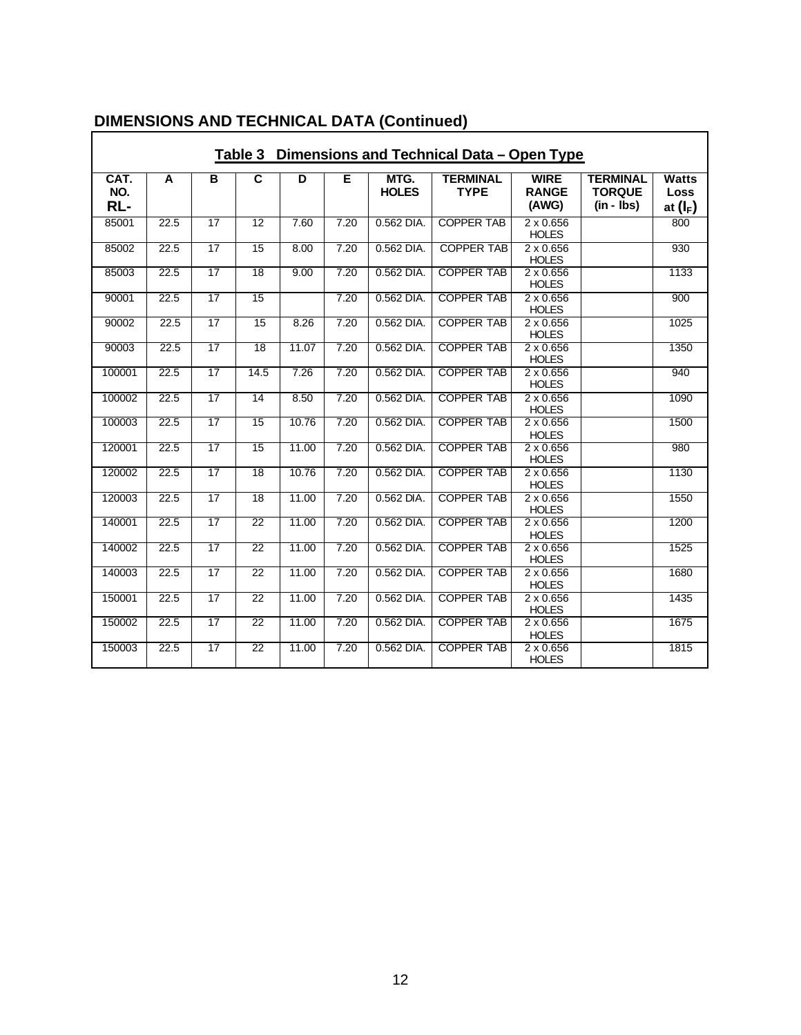## DIMENSIONS AND TECHNICAL DATA (Continued)

**Table 3 Dimensions and Technical Data – Open Type**

| CAT. NO. RL- | A | B | C | D | E | MTG. HOLES | TERMINAL TYPE | WIRE RANGE (AWG) | TERMINAL TORQUE (in - lbs) | Watts Loss at $(I_F)$ |
|---|---|---|---|---|---|---|---|---|---|---|
| 85001 | 22.5 | 17 | 12 | 7.60 | 7.20 | 0.562 DIA. | COPPER TAB | 2 x 0.656 HOLES | | 800 |
| 85002 | 22.5 | 17 | 15 | 8.00 | 7.20 | 0.562 DIA. | COPPER TAB | 2 x 0.656 HOLES | | 930 |
| 85003 | 22.5 | 17 | 18 | 9.00 | 7.20 | 0.562 DIA. | COPPER TAB | 2 x 0.656 HOLES | | 1133 |
| 90001 | 22.5 | 17 | 15 | | 7.20 | 0.562 DIA. | COPPER TAB | 2 x 0.656 HOLES | | 900 |
| 90002 | 22.5 | 17 | 15 | 8.26 | 7.20 | 0.562 DIA. | COPPER TAB | 2 x 0.656 HOLES | | 1025 |
| 90003 | 22.5 | 17 | 18 | 11.07 | 7.20 | 0.562 DIA. | COPPER TAB | 2 x 0.656 HOLES | | 1350 |
| 100001 | 22.5 | 17 | 14.5 | 7.26 | 7.20 | 0.562 DIA. | COPPER TAB | 2 x 0.656 HOLES | | 940 |
| 100002 | 22.5 | 17 | 14 | 8.50 | 7.20 | 0.562 DIA. | COPPER TAB | 2 x 0.656 HOLES | | 1090 |
| 100003 | 22.5 | 17 | 15 | 10.76 | 7.20 | 0.562 DIA. | COPPER TAB | 2 x 0.656 HOLES | | 1500 |
| 120001 | 22.5 | 17 | 15 | 11.00 | 7.20 | 0.562 DIA. | COPPER TAB | 2 x 0.656 HOLES | | 980 |
| 120002 | 22.5 | 17 | 18 | 10.76 | 7.20 | 0.562 DIA. | COPPER TAB | 2 x 0.656 HOLES | | 1130 |
| 120003 | 22.5 | 17 | 18 | 11.00 | 7.20 | 0.562 DIA. | COPPER TAB | 2 x 0.656 HOLES | | 1550 |
| 140001 | 22.5 | 17 | 22 | 11.00 | 7.20 | 0.562 DIA. | COPPER TAB | 2 x 0.656 HOLES | | 1200 |
| 140002 | 22.5 | 17 | 22 | 11.00 | 7.20 | 0.562 DIA. | COPPER TAB | 2 x 0.656 HOLES | | 1525 |
| 140003 | 22.5 | 17 | 22 | 11.00 | 7.20 | 0.562 DIA. | COPPER TAB | 2 x 0.656 HOLES | | 1680 |
| 150001 | 22.5 | 17 | 22 | 11.00 | 7.20 | 0.562 DIA. | COPPER TAB | 2 x 0.656 HOLES | | 1435 |
| 150002 | 22.5 | 17 | 22 | 11.00 | 7.20 | 0.562 DIA. | COPPER TAB | 2 x 0.656 HOLES | | 1675 |
| 150003 | 22.5 | 17 | 22 | 11.00 | 7.20 | 0.562 DIA. | COPPER TAB | 2 x 0.656 HOLES | | 1815 |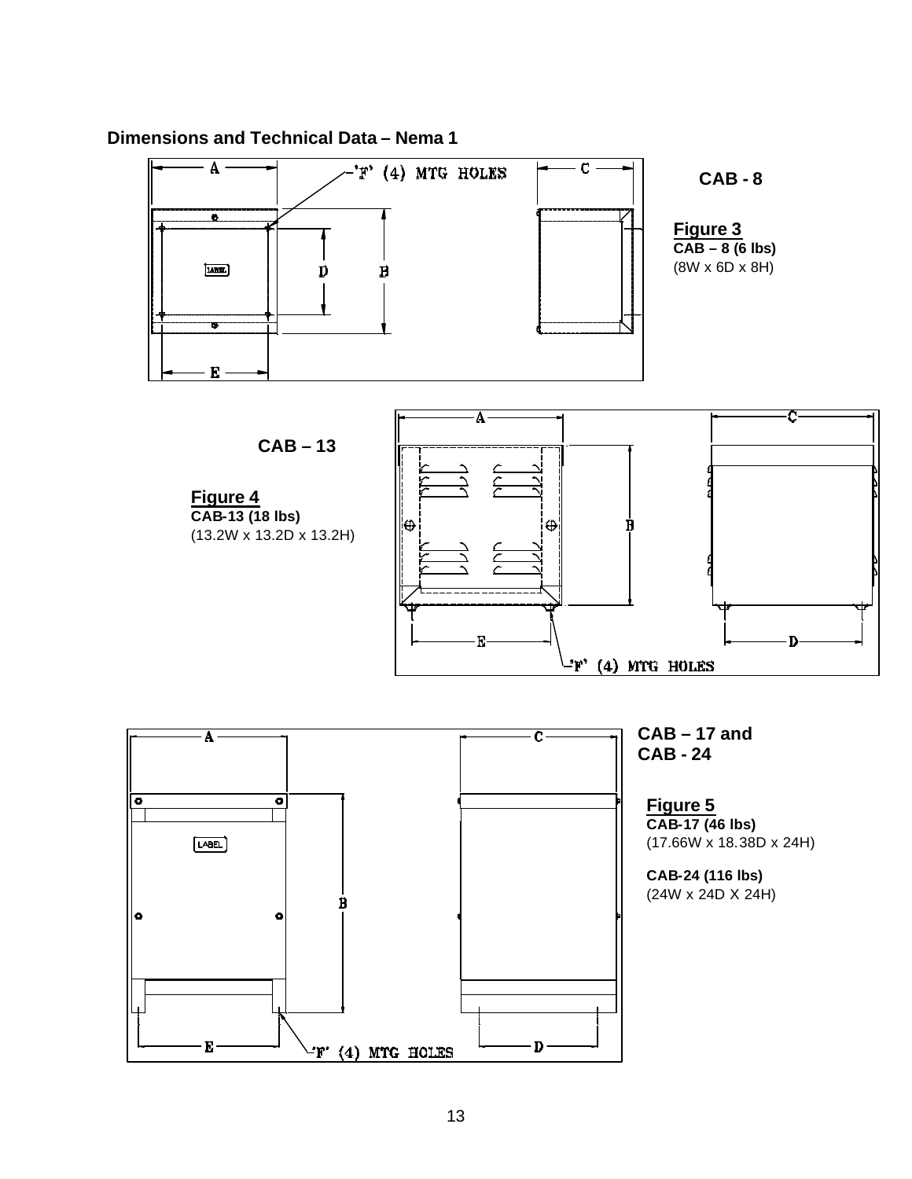## Dimensions and Technical Data – Nema 1

A    'F' (4) MTG HOLES    C

D    B

E

**CAB - 8**

**Figure 3**
**CAB – 8 (6 lbs)**
(8W x 6D x 8H)

**CAB – 13**

**Figure 4**
**CAB-13 (18 lbs)**
(13.2W x 13.2D x 13.2H)

A    C

B

E    D

'F' (4) MTG HOLES

A    C

LABEL

B

E    'F' (4) MTG HOLES    D

**CAB – 17 and**
**CAB - 24**

**Figure 5**
**CAB-17 (46 lbs)**
(17.66W x 18.38D x 24H)

**CAB-24 (116 lbs)**
(24W x 24D X 24H)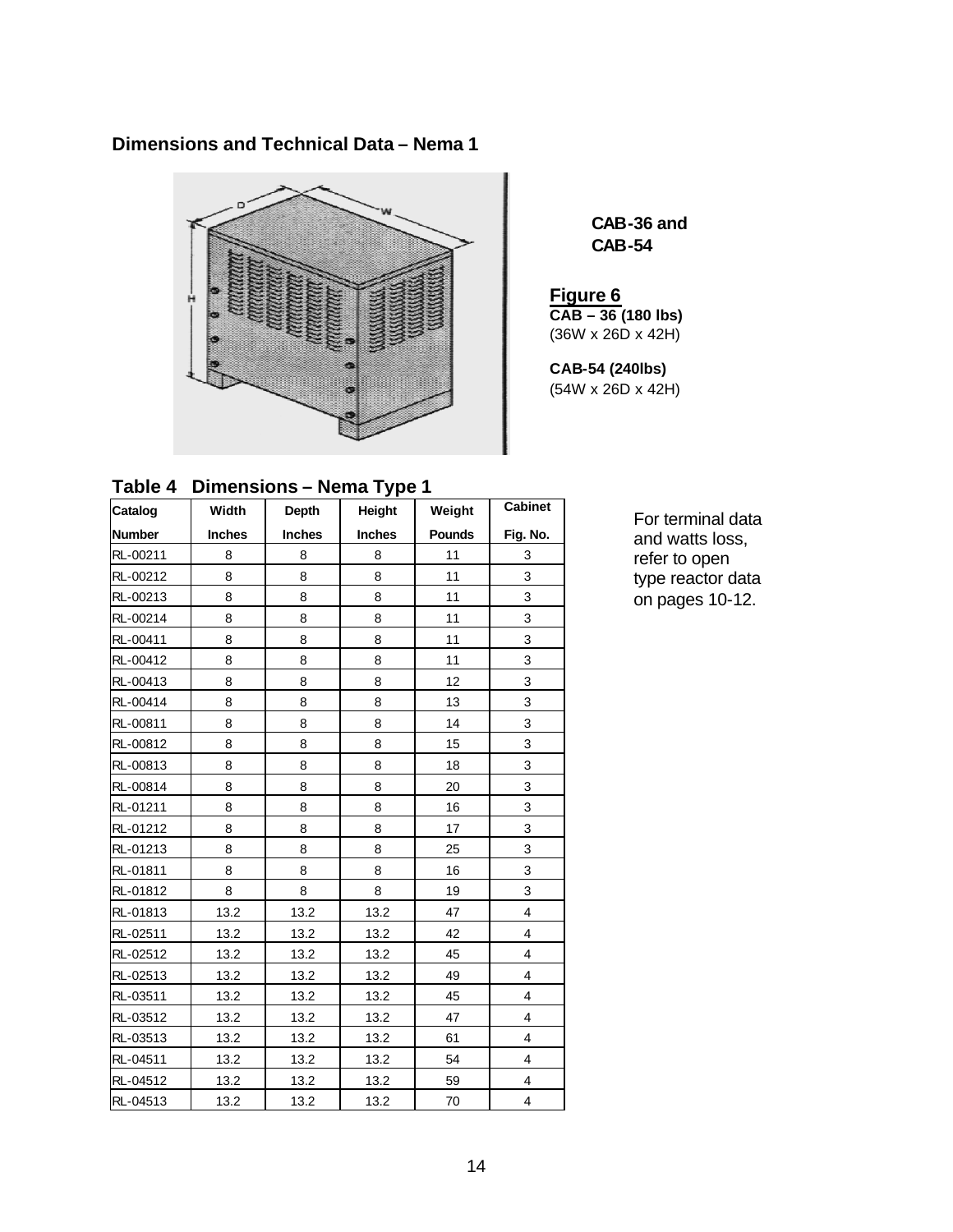## Dimensions and Technical Data – Nema 1

**CAB-36 and CAB-54**

**Figure 6**
**CAB – 36 (180 lbs)**
(36W x 26D x 42H)

**CAB-54 (240lbs)**
(54W x 26D x 42H)

### Table 4 Dimensions – Nema Type 1

| Catalog Number | Width Inches | Depth Inches | Height Inches | Weight Pounds | Cabinet Fig. No. |
|---|---|---|---|---|---|
| RL-00211 | 8 | 8 | 8 | 11 | 3 |
| RL-00212 | 8 | 8 | 8 | 11 | 3 |
| RL-00213 | 8 | 8 | 8 | 11 | 3 |
| RL-00214 | 8 | 8 | 8 | 11 | 3 |
| RL-00411 | 8 | 8 | 8 | 11 | 3 |
| RL-00412 | 8 | 8 | 8 | 11 | 3 |
| RL-00413 | 8 | 8 | 8 | 12 | 3 |
| RL-00414 | 8 | 8 | 8 | 13 | 3 |
| RL-00811 | 8 | 8 | 8 | 14 | 3 |
| RL-00812 | 8 | 8 | 8 | 15 | 3 |
| RL-00813 | 8 | 8 | 8 | 18 | 3 |
| RL-00814 | 8 | 8 | 8 | 20 | 3 |
| RL-01211 | 8 | 8 | 8 | 16 | 3 |
| RL-01212 | 8 | 8 | 8 | 17 | 3 |
| RL-01213 | 8 | 8 | 8 | 25 | 3 |
| RL-01811 | 8 | 8 | 8 | 16 | 3 |
| RL-01812 | 8 | 8 | 8 | 19 | 3 |
| RL-01813 | 13.2 | 13.2 | 13.2 | 47 | 4 |
| RL-02511 | 13.2 | 13.2 | 13.2 | 42 | 4 |
| RL-02512 | 13.2 | 13.2 | 13.2 | 45 | 4 |
| RL-02513 | 13.2 | 13.2 | 13.2 | 49 | 4 |
| RL-03511 | 13.2 | 13.2 | 13.2 | 45 | 4 |
| RL-03512 | 13.2 | 13.2 | 13.2 | 47 | 4 |
| RL-03513 | 13.2 | 13.2 | 13.2 | 61 | 4 |
| RL-04511 | 13.2 | 13.2 | 13.2 | 54 | 4 |
| RL-04512 | 13.2 | 13.2 | 13.2 | 59 | 4 |
| RL-04513 | 13.2 | 13.2 | 13.2 | 70 | 4 |

For terminal data and watts loss, refer to open type reactor data on pages 10-12.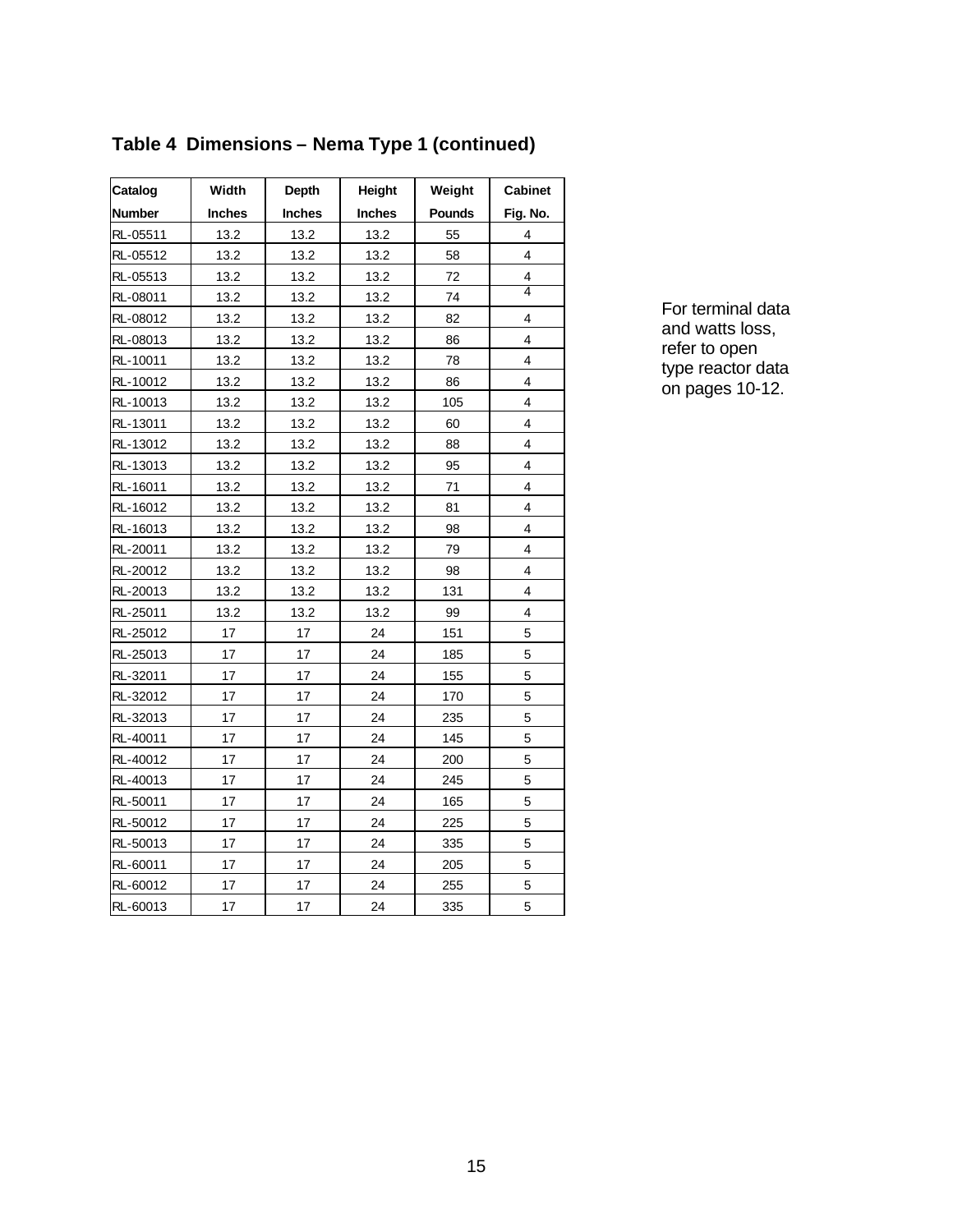## Table 4  Dimensions – Nema Type 1 (continued)

| Catalog Number | Width Inches | Depth Inches | Height Inches | Weight Pounds | Cabinet Fig. No. |
|---|---|---|---|---|---|
| RL-05511 | 13.2 | 13.2 | 13.2 | 55 | 4 |
| RL-05512 | 13.2 | 13.2 | 13.2 | 58 | 4 |
| RL-05513 | 13.2 | 13.2 | 13.2 | 72 | 4 |
| RL-08011 | 13.2 | 13.2 | 13.2 | 74 | 4 |
| RL-08012 | 13.2 | 13.2 | 13.2 | 82 | 4 |
| RL-08013 | 13.2 | 13.2 | 13.2 | 86 | 4 |
| RL-10011 | 13.2 | 13.2 | 13.2 | 78 | 4 |
| RL-10012 | 13.2 | 13.2 | 13.2 | 86 | 4 |
| RL-10013 | 13.2 | 13.2 | 13.2 | 105 | 4 |
| RL-13011 | 13.2 | 13.2 | 13.2 | 60 | 4 |
| RL-13012 | 13.2 | 13.2 | 13.2 | 88 | 4 |
| RL-13013 | 13.2 | 13.2 | 13.2 | 95 | 4 |
| RL-16011 | 13.2 | 13.2 | 13.2 | 71 | 4 |
| RL-16012 | 13.2 | 13.2 | 13.2 | 81 | 4 |
| RL-16013 | 13.2 | 13.2 | 13.2 | 98 | 4 |
| RL-20011 | 13.2 | 13.2 | 13.2 | 79 | 4 |
| RL-20012 | 13.2 | 13.2 | 13.2 | 98 | 4 |
| RL-20013 | 13.2 | 13.2 | 13.2 | 131 | 4 |
| RL-25011 | 13.2 | 13.2 | 13.2 | 99 | 4 |
| RL-25012 | 17 | 17 | 24 | 151 | 5 |
| RL-25013 | 17 | 17 | 24 | 185 | 5 |
| RL-32011 | 17 | 17 | 24 | 155 | 5 |
| RL-32012 | 17 | 17 | 24 | 170 | 5 |
| RL-32013 | 17 | 17 | 24 | 235 | 5 |
| RL-40011 | 17 | 17 | 24 | 145 | 5 |
| RL-40012 | 17 | 17 | 24 | 200 | 5 |
| RL-40013 | 17 | 17 | 24 | 245 | 5 |
| RL-50011 | 17 | 17 | 24 | 165 | 5 |
| RL-50012 | 17 | 17 | 24 | 225 | 5 |
| RL-50013 | 17 | 17 | 24 | 335 | 5 |
| RL-60011 | 17 | 17 | 24 | 205 | 5 |
| RL-60012 | 17 | 17 | 24 | 255 | 5 |
| RL-60013 | 17 | 17 | 24 | 335 | 5 |

For terminal data and watts loss, refer to open type reactor data on pages 10-12.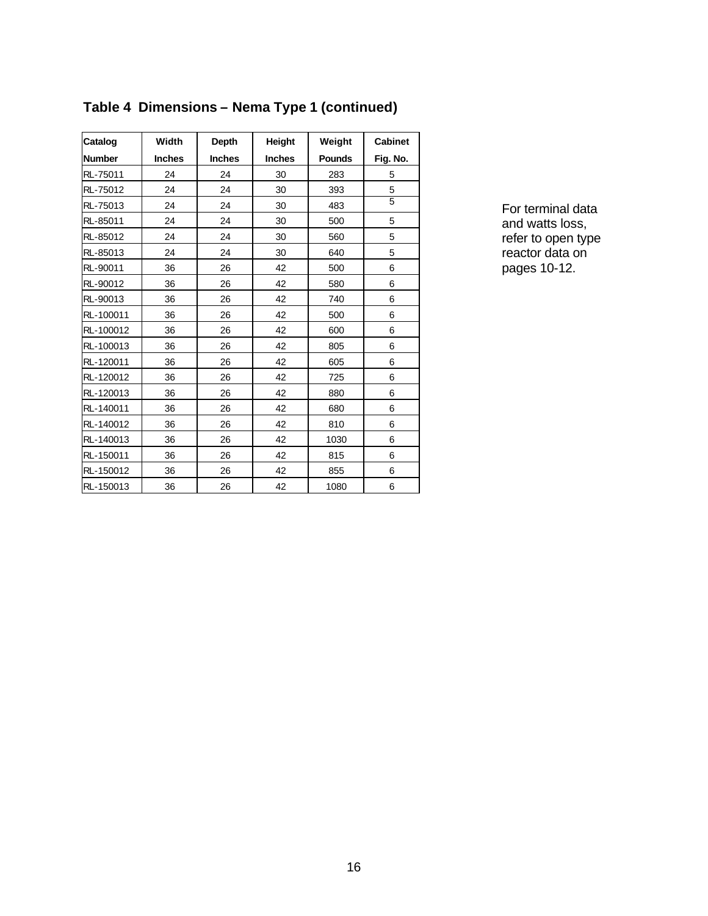## Table 4 Dimensions – Nema Type 1 (continued)

| Catalog Number | Width Inches | Depth Inches | Height Inches | Weight Pounds | Cabinet Fig. No. |
|---|---|---|---|---|---|
| RL-75011 | 24 | 24 | 30 | 283 | 5 |
| RL-75012 | 24 | 24 | 30 | 393 | 5 |
| RL-75013 | 24 | 24 | 30 | 483 | 5 |
| RL-85011 | 24 | 24 | 30 | 500 | 5 |
| RL-85012 | 24 | 24 | 30 | 560 | 5 |
| RL-85013 | 24 | 24 | 30 | 640 | 5 |
| RL-90011 | 36 | 26 | 42 | 500 | 6 |
| RL-90012 | 36 | 26 | 42 | 580 | 6 |
| RL-90013 | 36 | 26 | 42 | 740 | 6 |
| RL-100011 | 36 | 26 | 42 | 500 | 6 |
| RL-100012 | 36 | 26 | 42 | 600 | 6 |
| RL-100013 | 36 | 26 | 42 | 805 | 6 |
| RL-120011 | 36 | 26 | 42 | 605 | 6 |
| RL-120012 | 36 | 26 | 42 | 725 | 6 |
| RL-120013 | 36 | 26 | 42 | 880 | 6 |
| RL-140011 | 36 | 26 | 42 | 680 | 6 |
| RL-140012 | 36 | 26 | 42 | 810 | 6 |
| RL-140013 | 36 | 26 | 42 | 1030 | 6 |
| RL-150011 | 36 | 26 | 42 | 815 | 6 |
| RL-150012 | 36 | 26 | 42 | 855 | 6 |
| RL-150013 | 36 | 26 | 42 | 1080 | 6 |

For terminal data and watts loss, refer to open type reactor data on pages 10-12.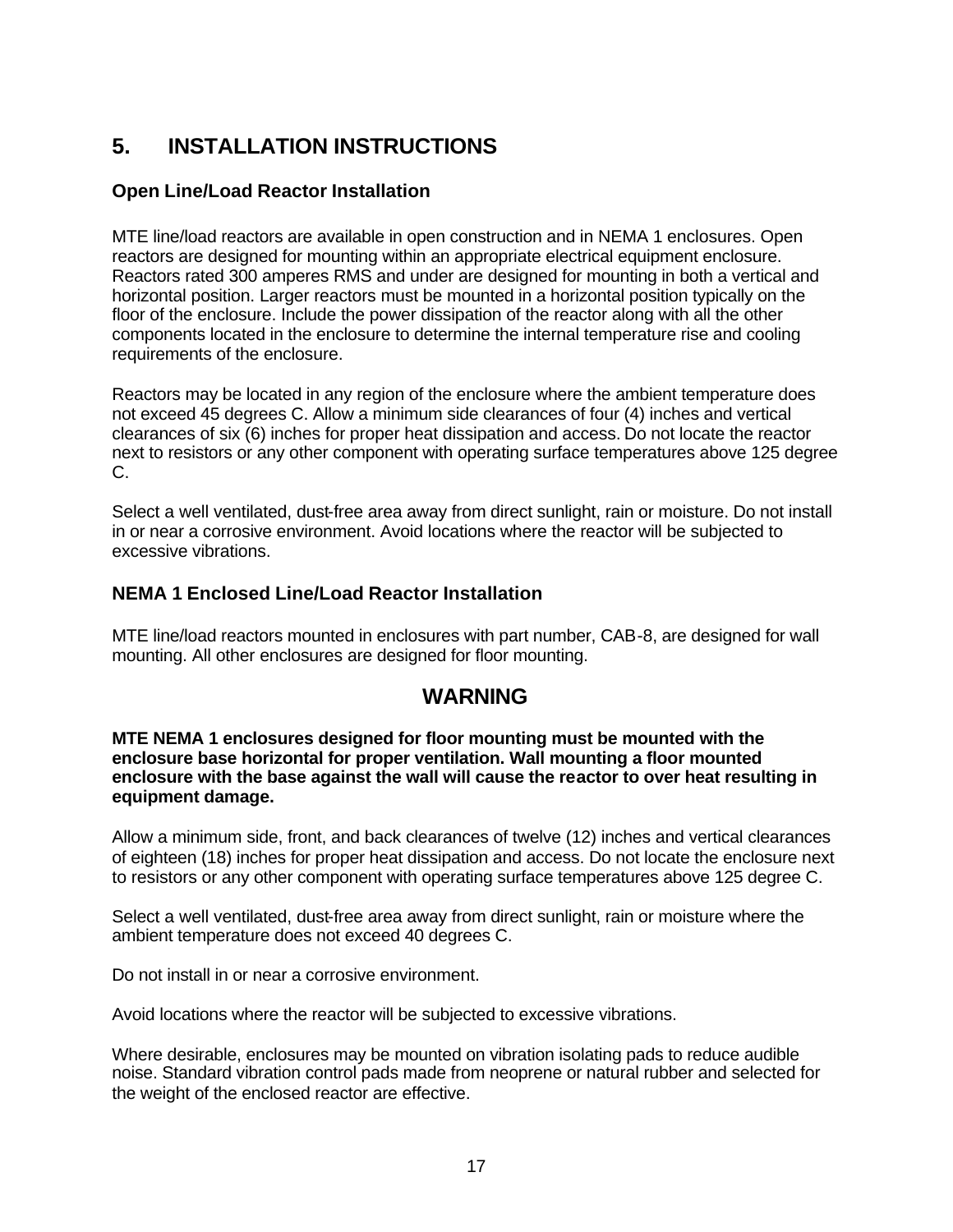# 5. INSTALLATION INSTRUCTIONS

## Open Line/Load Reactor Installation

MTE line/load reactors are available in open construction and in NEMA 1 enclosures. Open reactors are designed for mounting within an appropriate electrical equipment enclosure. Reactors rated 300 amperes RMS and under are designed for mounting in both a vertical and horizontal position. Larger reactors must be mounted in a horizontal position typically on the floor of the enclosure. Include the power dissipation of the reactor along with all the other components located in the enclosure to determine the internal temperature rise and cooling requirements of the enclosure.

Reactors may be located in any region of the enclosure where the ambient temperature does not exceed 45 degrees C. Allow a minimum side clearances of four (4) inches and vertical clearances of six (6) inches for proper heat dissipation and access. Do not locate the reactor next to resistors or any other component with operating surface temperatures above 125 degree C.

Select a well ventilated, dust-free area away from direct sunlight, rain or moisture. Do not install in or near a corrosive environment. Avoid locations where the reactor will be subjected to excessive vibrations.

## NEMA 1 Enclosed Line/Load Reactor Installation

MTE line/load reactors mounted in enclosures with part number, CAB-8, are designed for wall mounting. All other enclosures are designed for floor mounting.

### WARNING

**MTE NEMA 1 enclosures designed for floor mounting must be mounted with the enclosure base horizontal for proper ventilation. Wall mounting a floor mounted enclosure with the base against the wall will cause the reactor to over heat resulting in equipment damage.**

Allow a minimum side, front, and back clearances of twelve (12) inches and vertical clearances of eighteen (18) inches for proper heat dissipation and access. Do not locate the enclosure next to resistors or any other component with operating surface temperatures above 125 degree C.

Select a well ventilated, dust-free area away from direct sunlight, rain or moisture where the ambient temperature does not exceed 40 degrees C.

Do not install in or near a corrosive environment.

Avoid locations where the reactor will be subjected to excessive vibrations.

Where desirable, enclosures may be mounted on vibration isolating pads to reduce audible noise. Standard vibration control pads made from neoprene or natural rubber and selected for the weight of the enclosed reactor are effective.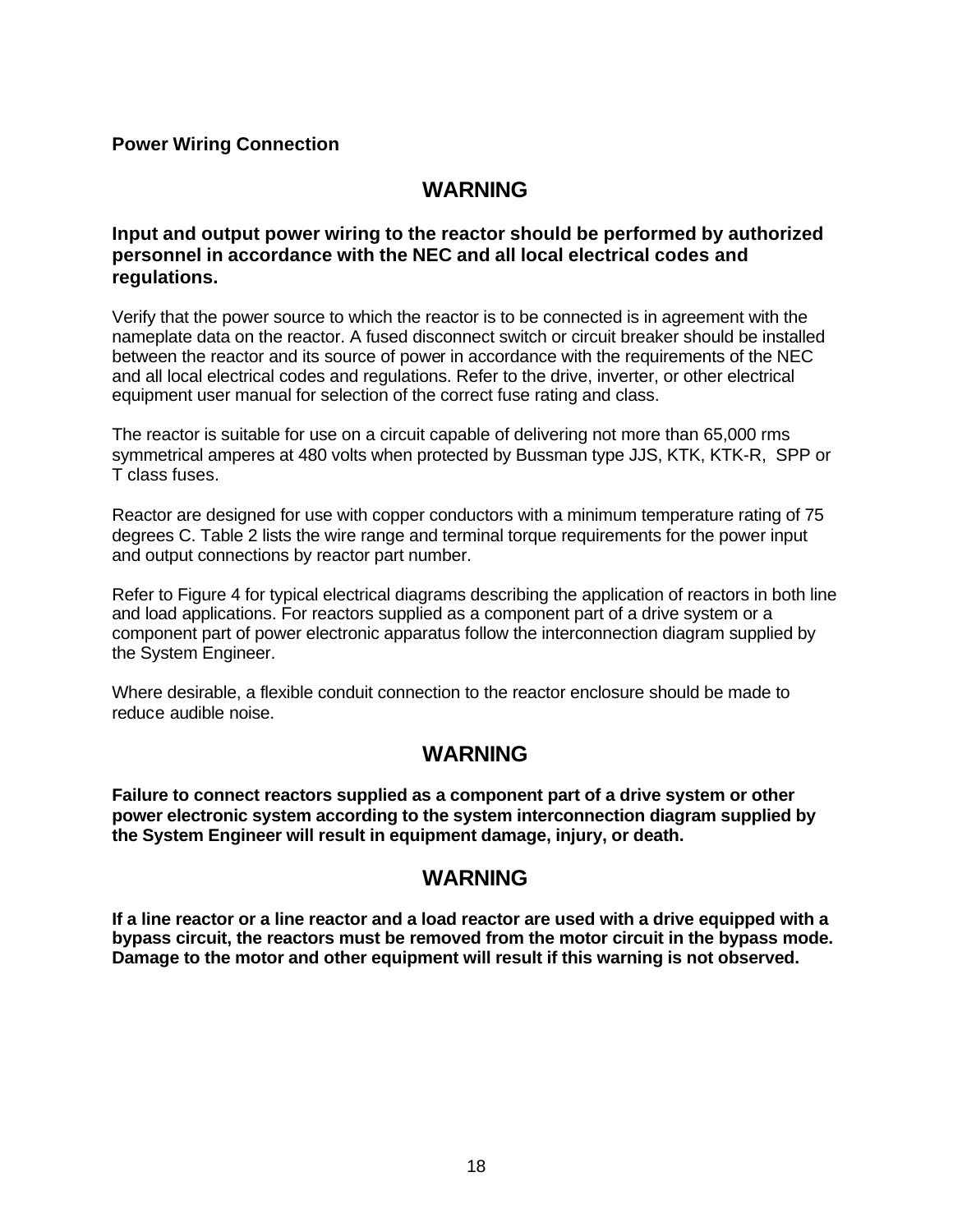**Power Wiring Connection**

## WARNING

**Input and output power wiring to the reactor should be performed by authorized personnel in accordance with the NEC and all local electrical codes and regulations.**

Verify that the power source to which the reactor is to be connected is in agreement with the nameplate data on the reactor. A fused disconnect switch or circuit breaker should be installed between the reactor and its source of power in accordance with the requirements of the NEC and all local electrical codes and regulations. Refer to the drive, inverter, or other electrical equipment user manual for selection of the correct fuse rating and class.

The reactor is suitable for use on a circuit capable of delivering not more than 65,000 rms symmetrical amperes at 480 volts when protected by Bussman type JJS, KTK, KTK-R, SPP or T class fuses.

Reactor are designed for use with copper conductors with a minimum temperature rating of 75 degrees C. Table 2 lists the wire range and terminal torque requirements for the power input and output connections by reactor part number.

Refer to Figure 4 for typical electrical diagrams describing the application of reactors in both line and load applications. For reactors supplied as a component part of a drive system or a component part of power electronic apparatus follow the interconnection diagram supplied by the System Engineer.

Where desirable, a flexible conduit connection to the reactor enclosure should be made to reduce audible noise.

## WARNING

**Failure to connect reactors supplied as a component part of a drive system or other power electronic system according to the system interconnection diagram supplied by the System Engineer will result in equipment damage, injury, or death.**

## WARNING

**If a line reactor or a line reactor and a load reactor are used with a drive equipped with a bypass circuit, the reactors must be removed from the motor circuit in the bypass mode. Damage to the motor and other equipment will result if this warning is not observed.**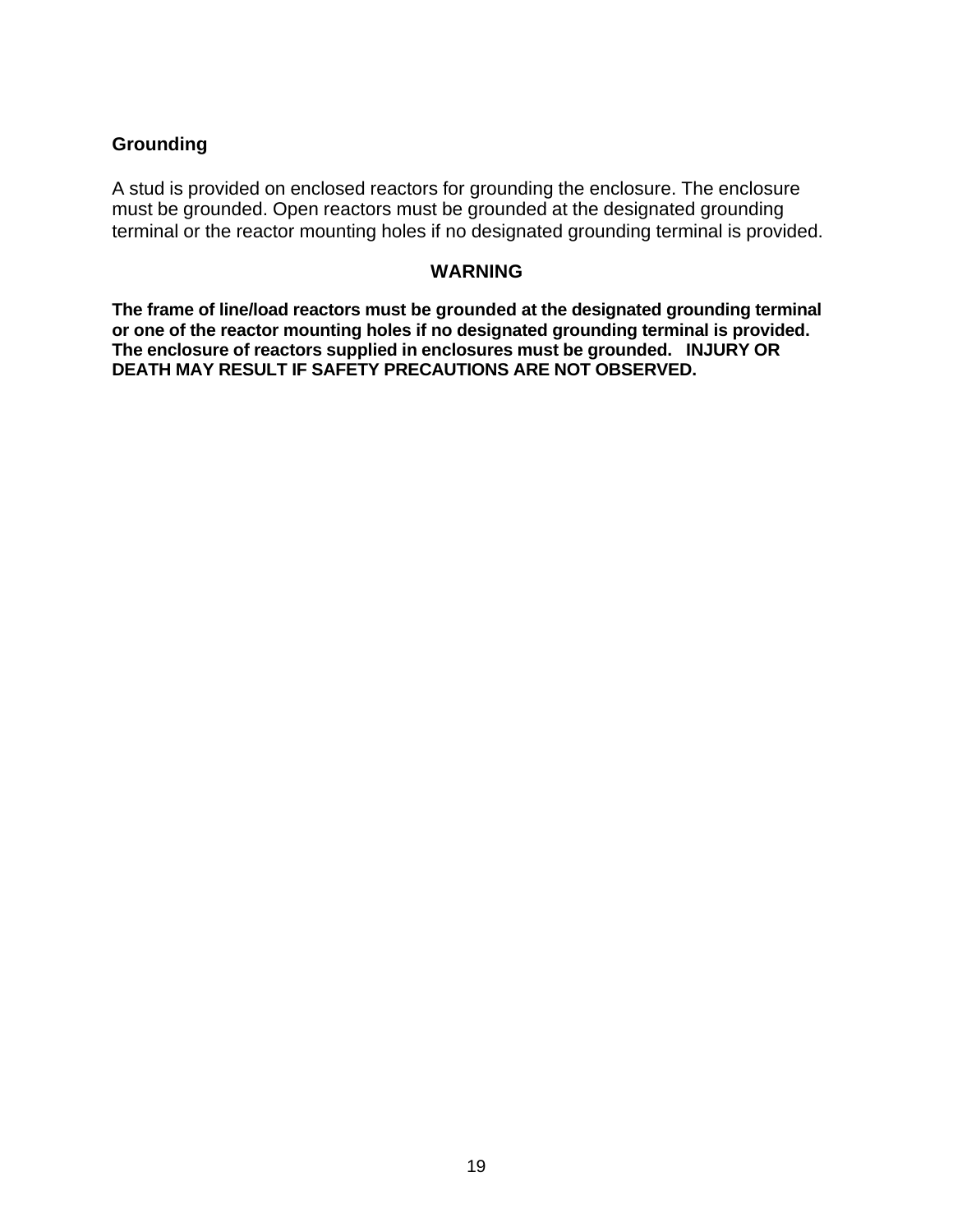## Grounding

A stud is provided on enclosed reactors for grounding the enclosure. The enclosure must be grounded. Open reactors must be grounded at the designated grounding terminal or the reactor mounting holes if no designated grounding terminal is provided.

**WARNING**

**The frame of line/load reactors must be grounded at the designated grounding terminal or one of the reactor mounting holes if no designated grounding terminal is provided. The enclosure of reactors supplied in enclosures must be grounded. INJURY OR DEATH MAY RESULT IF SAFETY PRECAUTIONS ARE NOT OBSERVED.**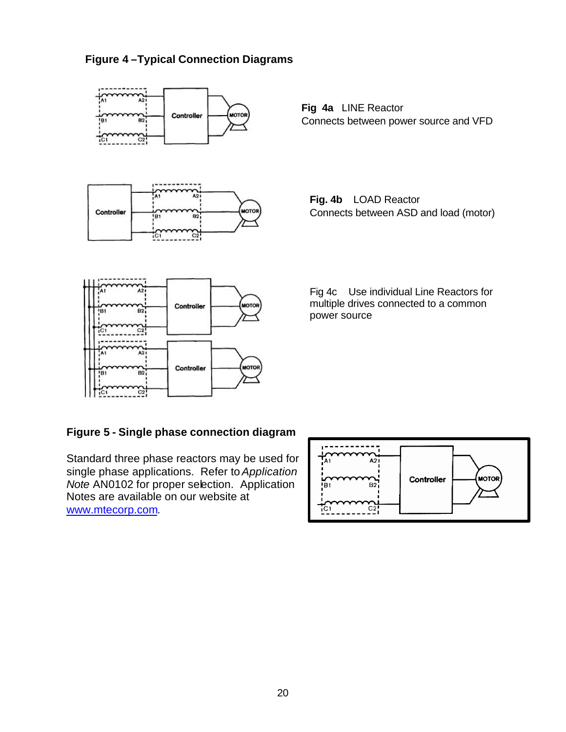**Figure 4 –Typical Connection Diagrams**

**Fig 4a** LINE Reactor
Connects between power source and VFD

**Fig. 4b** LOAD Reactor
Connects between ASD and load (motor)

Fig 4c Use individual Line Reactors for multiple drives connected to a common power source

**Figure 5 - Single phase connection diagram**

Standard three phase reactors may be used for single phase applications. Refer to *Application Note* AN0102 for proper selection. Application Notes are available on our website at [www.mtecorp.com](http://www.mtecorp.com).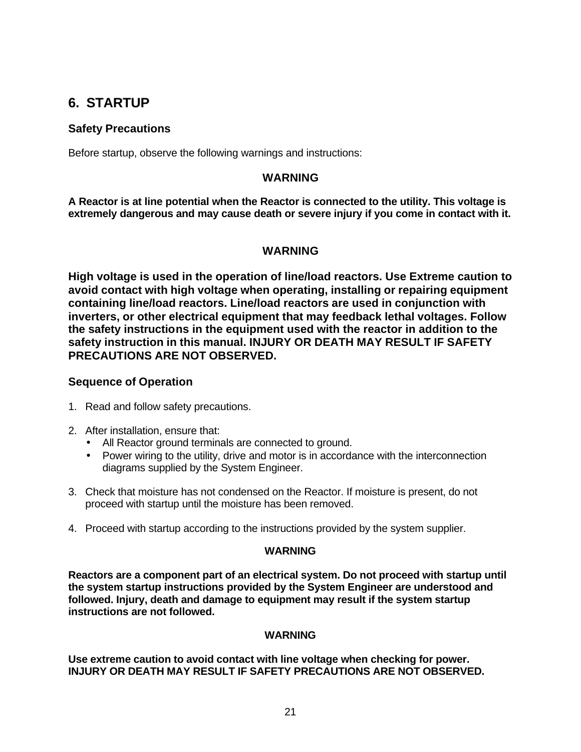# 6. STARTUP

## Safety Precautions

Before startup, observe the following warnings and instructions:

**WARNING**

**A Reactor is at line potential when the Reactor is connected to the utility. This voltage is extremely dangerous and may cause death or severe injury if you come in contact with it.**

**WARNING**

**High voltage is used in the operation of line/load reactors. Use Extreme caution to avoid contact with high voltage when operating, installing or repairing equipment containing line/load reactors. Line/load reactors are used in conjunction with inverters, or other electrical equipment that may feedback lethal voltages. Follow the safety instructions in the equipment used with the reactor in addition to the safety instruction in this manual. INJURY OR DEATH MAY RESULT IF SAFETY PRECAUTIONS ARE NOT OBSERVED.**

## Sequence of Operation

1. Read and follow safety precautions.

2. After installation, ensure that:
   - All Reactor ground terminals are connected to ground.
   - Power wiring to the utility, drive and motor is in accordance with the interconnection diagrams supplied by the System Engineer.

3. Check that moisture has not condensed on the Reactor. If moisture is present, do not proceed with startup until the moisture has been removed.

4. Proceed with startup according to the instructions provided by the system supplier.

**WARNING**

**Reactors are a component part of an electrical system. Do not proceed with startup until the system startup instructions provided by the System Engineer are understood and followed. Injury, death and damage to equipment may result if the system startup instructions are not followed.**

**WARNING**

**Use extreme caution to avoid contact with line voltage when checking for power. INJURY OR DEATH MAY RESULT IF SAFETY PRECAUTIONS ARE NOT OBSERVED.**